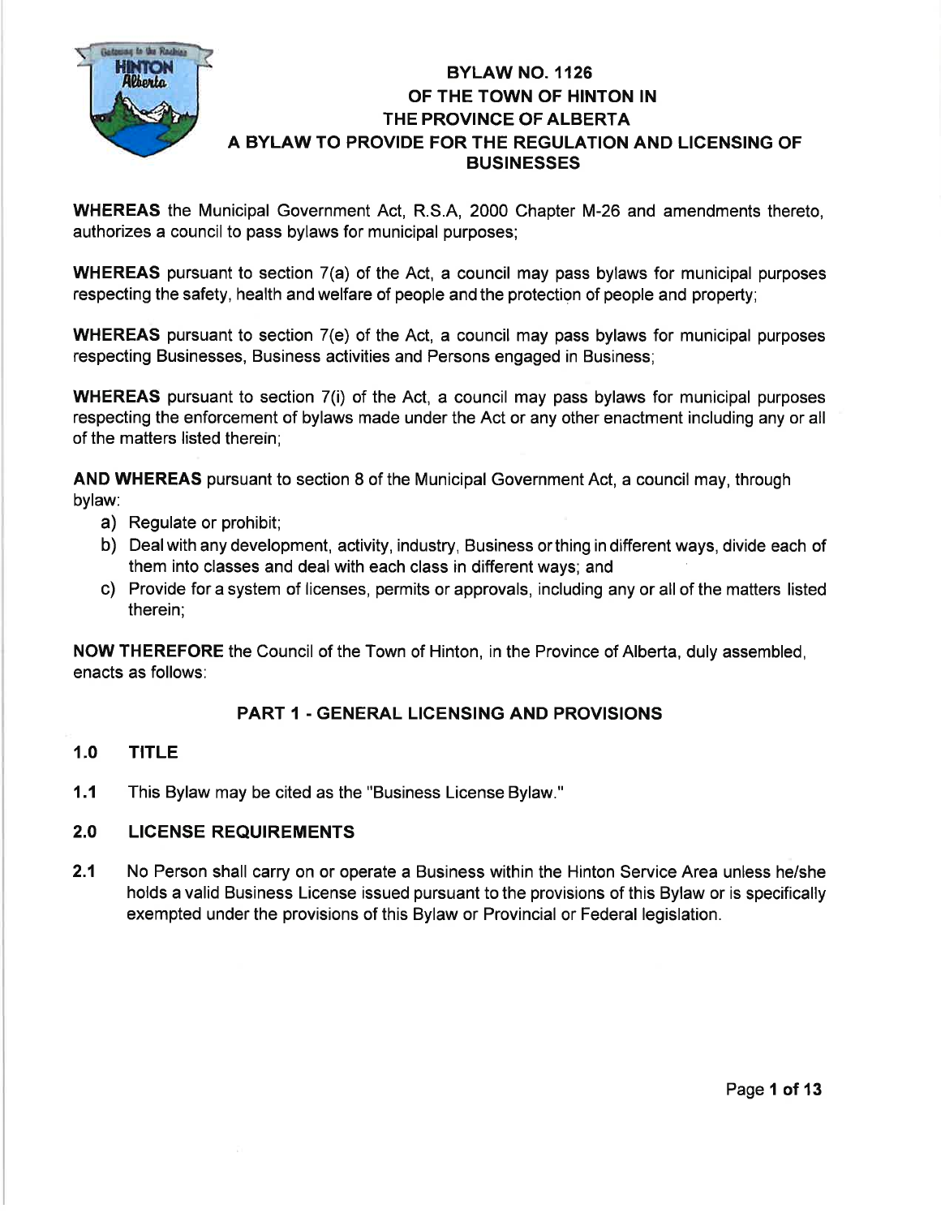# BYLAW NO. 1126
# OF THE TOWN OF HINTON IN THE PROVINCE OF ALBERTA
# A BYLAW TO PROVIDE FOR THE REGULATION AND LICENSING OF BUSINESSES

**WHEREAS** the Municipal Government Act, R.S.A, 2000 Chapter M-26 and amendments thereto, authorizes a council to pass bylaws for municipal purposes;

**WHEREAS** pursuant to section 7(a) of the Act, a council may pass bylaws for municipal purposes respecting the safety, health and welfare of people and the protection of people and property;

**WHEREAS** pursuant to section 7(e) of the Act, a council may pass bylaws for municipal purposes respecting Businesses, Business activities and Persons engaged in Business;

**WHEREAS** pursuant to section 7(i) of the Act, a council may pass bylaws for municipal purposes respecting the enforcement of bylaws made under the Act or any other enactment including any or all of the matters listed therein;

**AND WHEREAS** pursuant to section 8 of the Municipal Government Act, a council may, through bylaw:

a) Regulate or prohibit;
b) Deal with any development, activity, industry, Business or thing in different ways, divide each of them into classes and deal with each class in different ways; and
c) Provide for a system of licenses, permits or approvals, including any or all of the matters listed therein;

**NOW THEREFORE** the Council of the Town of Hinton, in the Province of Alberta, duly assembled, enacts as follows:

## PART 1 - GENERAL LICENSING AND PROVISIONS

### 1.0 TITLE

**1.1** This Bylaw may be cited as the "Business License Bylaw."

### 2.0 LICENSE REQUIREMENTS

**2.1** No Person shall carry on or operate a Business within the Hinton Service Area unless he/she holds a valid Business License issued pursuant to the provisions of this Bylaw or is specifically exempted under the provisions of this Bylaw or Provincial or Federal legislation.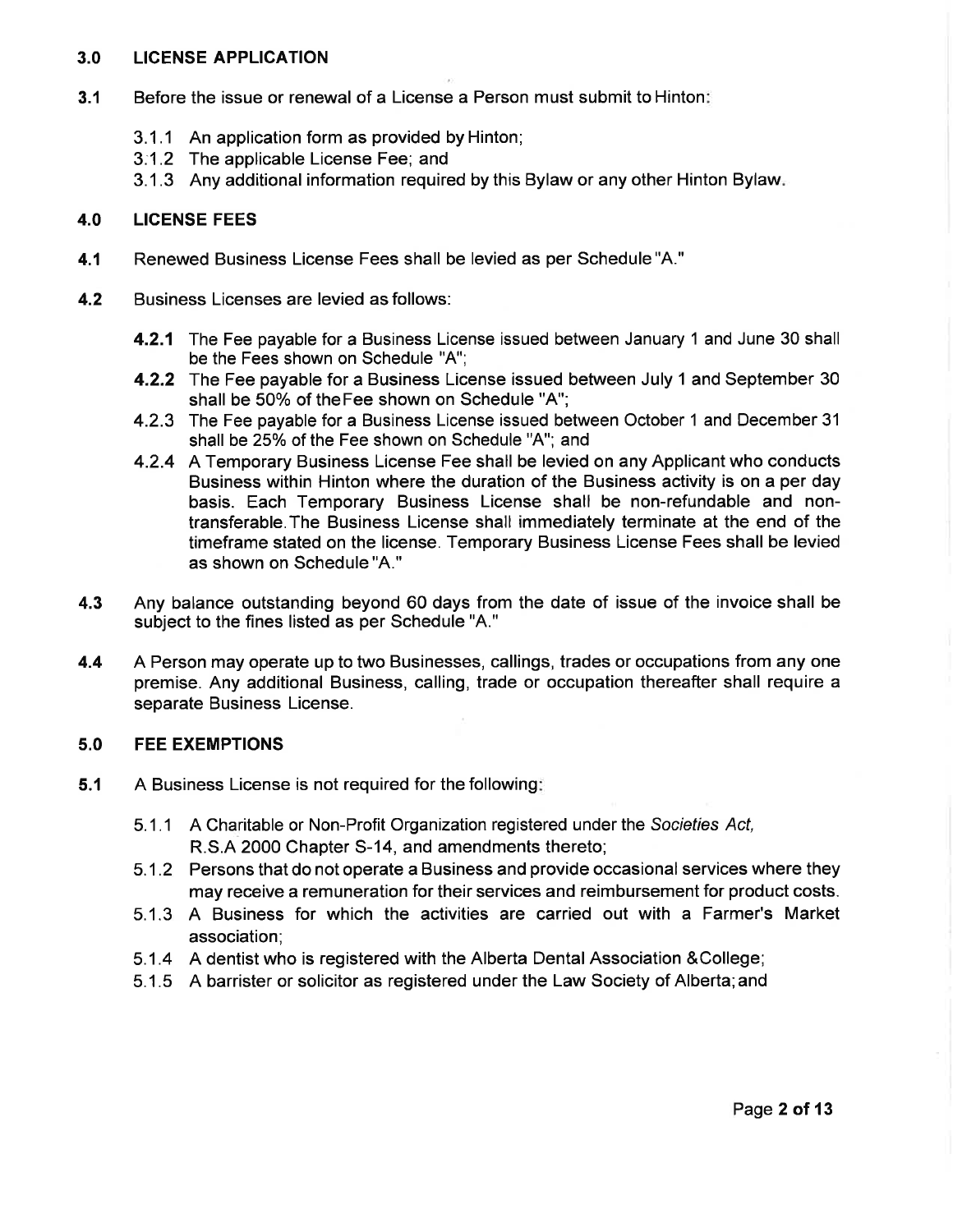## 3.0 LICENSE APPLICATION

**3.1** Before the issue or renewal of a License a Person must submit to Hinton:

3.1.1 An application form as provided by Hinton;
3.1.2 The applicable License Fee; and
3.1.3 Any additional information required by this Bylaw or any other Hinton Bylaw.

## 4.0 LICENSE FEES

**4.1** Renewed Business License Fees shall be levied as per Schedule "A."

**4.2** Business Licenses are levied as follows:

**4.2.1** The Fee payable for a Business License issued between January 1 and June 30 shall be the Fees shown on Schedule "A";
**4.2.2** The Fee payable for a Business License issued between July 1 and September 30 shall be 50% of theFee shown on Schedule "A";
4.2.3 The Fee payable for a Business License issued between October 1 and December 31 shall be 25% of the Fee shown on Schedule "A"; and
4.2.4 A Temporary Business License Fee shall be levied on any Applicant who conducts Business within Hinton where the duration of the Business activity is on a per day basis. Each Temporary Business License shall be non-refundable and non-transferable.The Business License shall immediately terminate at the end of the timeframe stated on the license. Temporary Business License Fees shall be levied as shown on Schedule "A."

**4.3** Any balance outstanding beyond 60 days from the date of issue of the invoice shall be subject to the fines listed as per Schedule "A."

**4.4** A Person may operate up to two Businesses, callings, trades or occupations from any one premise. Any additional Business, calling, trade or occupation thereafter shall require a separate Business License.

## 5.0 FEE EXEMPTIONS

**5.1** A Business License is not required for the following:

5.1.1 A Charitable or Non-Profit Organization registered under the *Societies Act,* R.S.A 2000 Chapter S-14, and amendments thereto;
5.1.2 Persons that do not operate a Business and provide occasional services where they may receive a remuneration for their services and reimbursement for product costs.
5.1.3 A Business for which the activities are carried out with a Farmer's Market association;
5.1.4 A dentist who is registered with the Alberta Dental Association &College;
5.1.5 A barrister or solicitor as registered under the Law Society of Alberta; and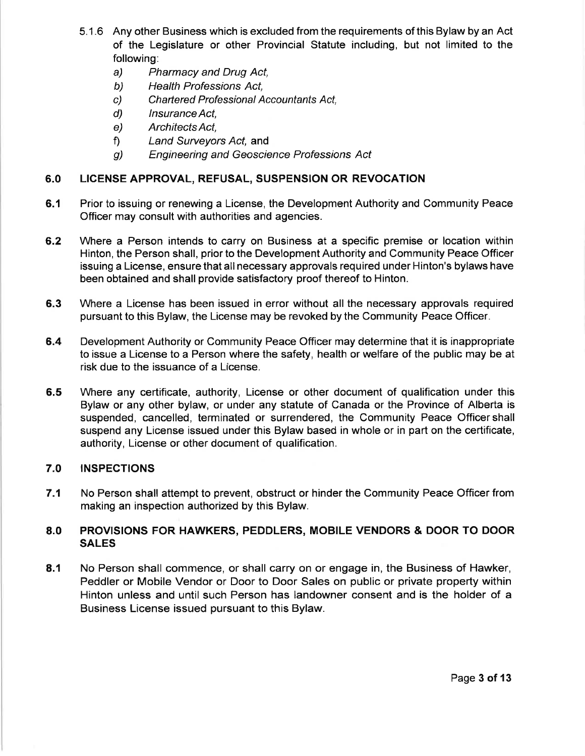5.1.6 Any other Business which is excluded from the requirements of this Bylaw by an Act of the Legislature or other Provincial Statute including, but not limited to the following:

a) *Pharmacy and Drug Act,*
b) *Health Professions Act,*
c) *Chartered Professional Accountants Act,*
d) *Insurance Act,*
e) *Architects Act,*
f) *Land Surveyors Act,* and
g) *Engineering and Geoscience Professions Act*

## 6.0 LICENSE APPROVAL, REFUSAL, SUSPENSION OR REVOCATION

**6.1** Prior to issuing or renewing a License, the Development Authority and Community Peace Officer may consult with authorities and agencies.

**6.2** Where a Person intends to carry on Business at a specific premise or location within Hinton, the Person shall, prior to the Development Authority and Community Peace Officer issuing a License, ensure that all necessary approvals required under Hinton's bylaws have been obtained and shall provide satisfactory proof thereof to Hinton.

**6.3** Where a License has been issued in error without all the necessary approvals required pursuant to this Bylaw, the License may be revoked by the Community Peace Officer.

**6.4** Development Authority or Community Peace Officer may determine that it is inappropriate to issue a License to a Person where the safety, health or welfare of the public may be at risk due to the issuance of a License.

**6.5** Where any certificate, authority, License or other document of qualification under this Bylaw or any other bylaw, or under any statute of Canada or the Province of Alberta is suspended, cancelled, terminated or surrendered, the Community Peace Officer shall suspend any License issued under this Bylaw based in whole or in part on the certificate, authority, License or other document of qualification.

## 7.0 INSPECTIONS

**7.1** No Person shall attempt to prevent, obstruct or hinder the Community Peace Officer from making an inspection authorized by this Bylaw.

## 8.0 PROVISIONS FOR HAWKERS, PEDDLERS, MOBILE VENDORS & DOOR TO DOOR SALES

**8.1** No Person shall commence, or shall carry on or engage in, the Business of Hawker, Peddler or Mobile Vendor or Door to Door Sales on public or private property within Hinton unless and until such Person has landowner consent and is the holder of a Business License issued pursuant to this Bylaw.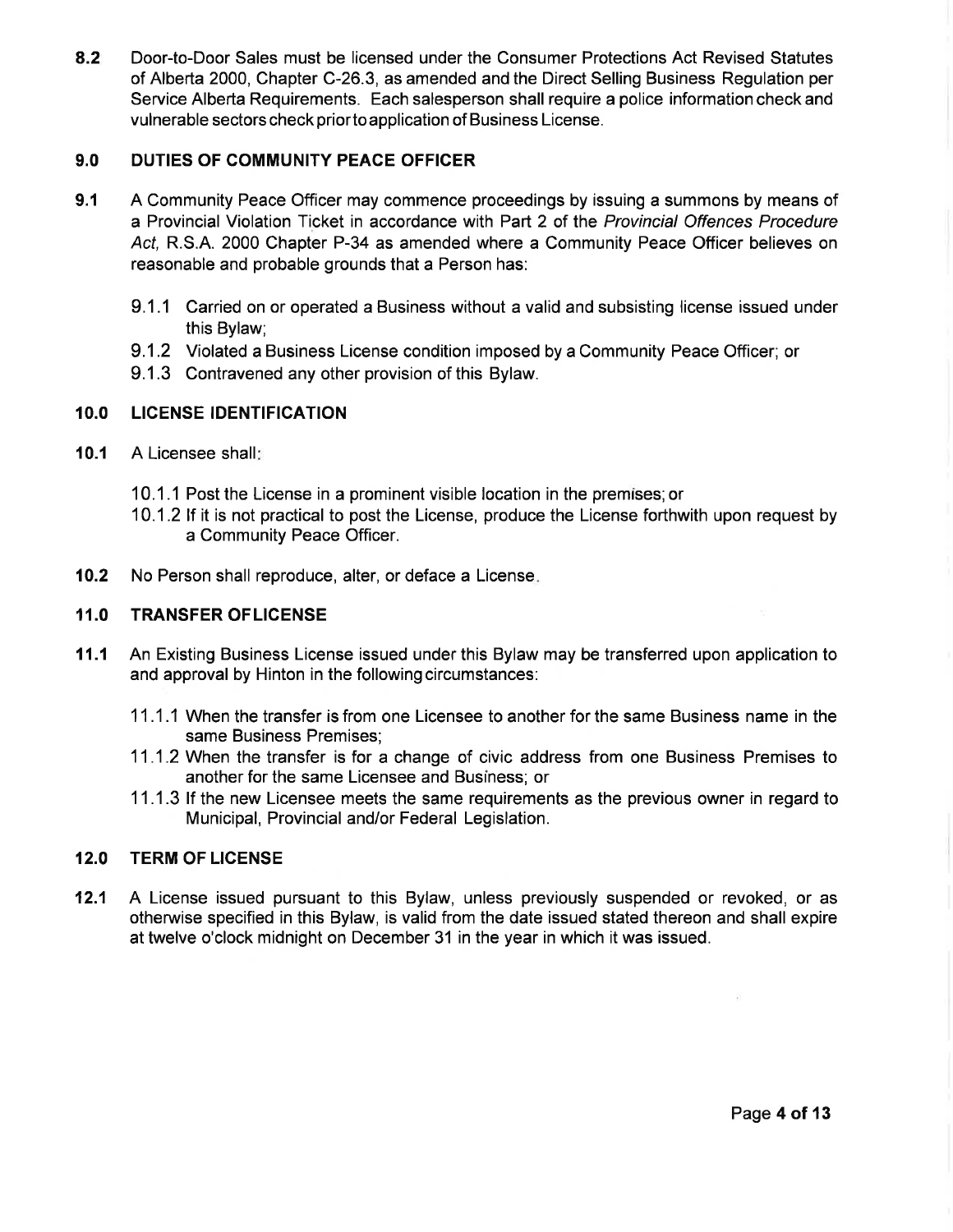**8.2** Door-to-Door Sales must be licensed under the Consumer Protections Act Revised Statutes of Alberta 2000, Chapter C-26.3, as amended and the Direct Selling Business Regulation per Service Alberta Requirements. Each salesperson shall require a police information check and vulnerable sectors check prior to application of Business License.

## 9.0 DUTIES OF COMMUNITY PEACE OFFICER

**9.1** A Community Peace Officer may commence proceedings by issuing a summons by means of a Provincial Violation Ticket in accordance with Part 2 of the *Provincial Offences Procedure Act,* R.S.A. 2000 Chapter P-34 as amended where a Community Peace Officer believes on reasonable and probable grounds that a Person has:

- 9.1.1 Carried on or operated a Business without a valid and subsisting license issued under this Bylaw;
- 9.1.2 Violated a Business License condition imposed by a Community Peace Officer; or
- 9.1.3 Contravened any other provision of this Bylaw.

## 10.0 LICENSE IDENTIFICATION

**10.1** A Licensee shall:

- 10.1.1 Post the License in a prominent visible location in the premises; or
- 10.1.2 If it is not practical to post the License, produce the License forthwith upon request by a Community Peace Officer.

**10.2** No Person shall reproduce, alter, or deface a License.

## 11.0 TRANSFER OF LICENSE

**11.1** An Existing Business License issued under this Bylaw may be transferred upon application to and approval by Hinton in the following circumstances:

- 11.1.1 When the transfer is from one Licensee to another for the same Business name in the same Business Premises;
- 11.1.2 When the transfer is for a change of civic address from one Business Premises to another for the same Licensee and Business; or
- 11.1.3 If the new Licensee meets the same requirements as the previous owner in regard to Municipal, Provincial and/or Federal Legislation.

## 12.0 TERM OF LICENSE

**12.1** A License issued pursuant to this Bylaw, unless previously suspended or revoked, or as otherwise specified in this Bylaw, is valid from the date issued stated thereon and shall expire at twelve o'clock midnight on December 31 in the year in which it was issued.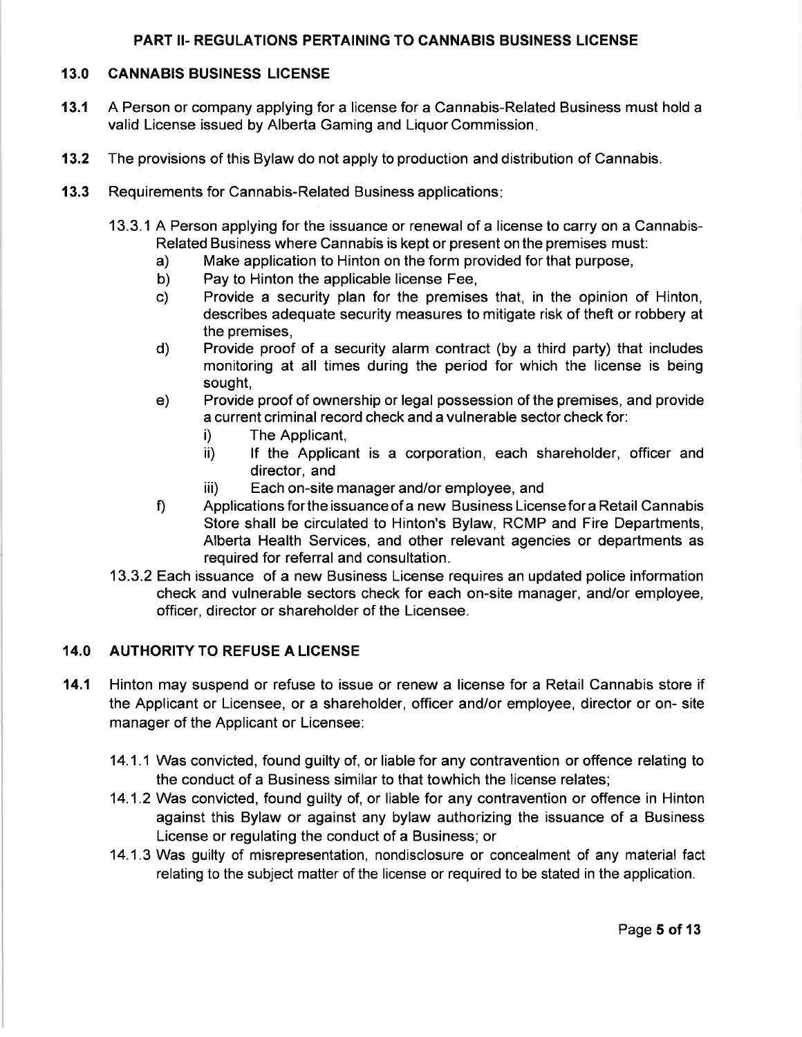## PART II- REGULATIONS PERTAINING TO CANNABIS BUSINESS LICENSE

### 13.0 CANNABIS BUSINESS LICENSE

**13.1** A Person or company applying for a license for a Cannabis-Related Business must hold a valid License issued by Alberta Gaming and Liquor Commission.

**13.2** The provisions of this Bylaw do not apply to production and distribution of Cannabis.

**13.3** Requirements for Cannabis-Related Business applications:

13.3.1 A Person applying for the issuance or renewal of a license to carry on a Cannabis-Related Business where Cannabis is kept or present on the premises must:

a) Make application to Hinton on the form provided for that purpose,

b) Pay to Hinton the applicable license Fee,

c) Provide a security plan for the premises that, in the opinion of Hinton, describes adequate security measures to mitigate risk of theft or robbery at the premises,

d) Provide proof of a security alarm contract (by a third party) that includes monitoring at all times during the period for which the license is being sought,

e) Provide proof of ownership or legal possession of the premises, and provide a current criminal record check and a vulnerable sector check for:

i) The Applicant,

ii) If the Applicant is a corporation, each shareholder, officer and director, and

iii) Each on-site manager and/or employee, and

f) Applications for the issuance of a new Business License for a Retail Cannabis Store shall be circulated to Hinton's Bylaw, RCMP and Fire Departments, Alberta Health Services, and other relevant agencies or departments as required for referral and consultation.

13.3.2 Each issuance of a new Business License requires an updated police information check and vulnerable sectors check for each on-site manager, and/or employee, officer, director or shareholder of the Licensee.

### 14.0 AUTHORITY TO REFUSE A LICENSE

**14.1** Hinton may suspend or refuse to issue or renew a license for a Retail Cannabis store if the Applicant or Licensee, or a shareholder, officer and/or employee, director or on- site manager of the Applicant or Licensee:

14.1.1 Was convicted, found guilty of, or liable for any contravention or offence relating to the conduct of a Business similar to that towhich the license relates;

14.1.2 Was convicted, found guilty of, or liable for any contravention or offence in Hinton against this Bylaw or against any bylaw authorizing the issuance of a Business License or regulating the conduct of a Business; or

14.1.3 Was guilty of misrepresentation, nondisclosure or concealment of any material fact relating to the subject matter of the license or required to be stated in the application.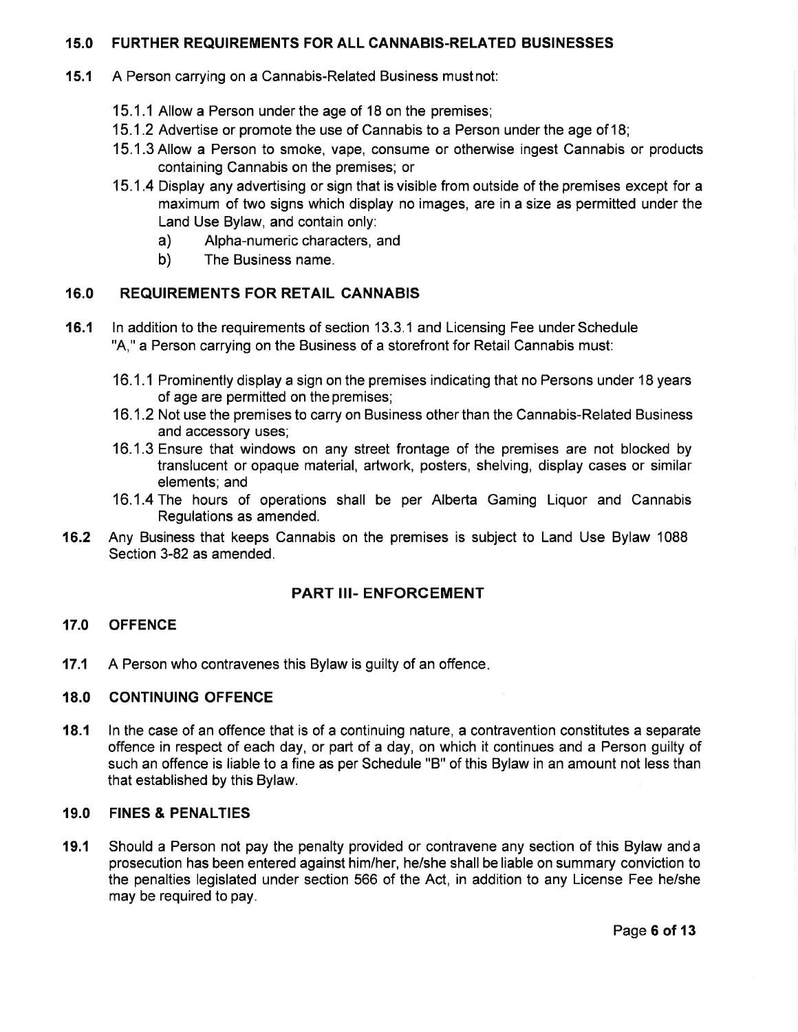## 15.0 FURTHER REQUIREMENTS FOR ALL CANNABIS-RELATED BUSINESSES

**15.1** A Person carrying on a Cannabis-Related Business must not:

- 15.1.1 Allow a Person under the age of 18 on the premises;
- 15.1.2 Advertise or promote the use of Cannabis to a Person under the age of 18;
- 15.1.3 Allow a Person to smoke, vape, consume or otherwise ingest Cannabis or products containing Cannabis on the premises; or
- 15.1.4 Display any advertising or sign that is visible from outside of the premises except for a maximum of two signs which display no images, are in a size as permitted under the Land Use Bylaw, and contain only:
  - a) Alpha-numeric characters, and
  - b) The Business name.

## 16.0 REQUIREMENTS FOR RETAIL CANNABIS

**16.1** In addition to the requirements of section 13.3.1 and Licensing Fee under Schedule "A," a Person carrying on the Business of a storefront for Retail Cannabis must:

- 16.1.1 Prominently display a sign on the premises indicating that no Persons under 18 years of age are permitted on the premises;
- 16.1.2 Not use the premises to carry on Business other than the Cannabis-Related Business and accessory uses;
- 16.1.3 Ensure that windows on any street frontage of the premises are not blocked by translucent or opaque material, artwork, posters, shelving, display cases or similar elements; and
- 16.1.4 The hours of operations shall be per Alberta Gaming Liquor and Cannabis Regulations as amended.

**16.2** Any Business that keeps Cannabis on the premises is subject to Land Use Bylaw 1088 Section 3-82 as amended.

# PART III- ENFORCEMENT

## 17.0 OFFENCE

**17.1** A Person who contravenes this Bylaw is guilty of an offence.

## 18.0 CONTINUING OFFENCE

**18.1** In the case of an offence that is of a continuing nature, a contravention constitutes a separate offence in respect of each day, or part of a day, on which it continues and a Person guilty of such an offence is liable to a fine as per Schedule "B" of this Bylaw in an amount not less than that established by this Bylaw.

## 19.0 FINES & PENALTIES

**19.1** Should a Person not pay the penalty provided or contravene any section of this Bylaw and a prosecution has been entered against him/her, he/she shall be liable on summary conviction to the penalties legislated under section 566 of the Act, in addition to any License Fee he/she may be required to pay.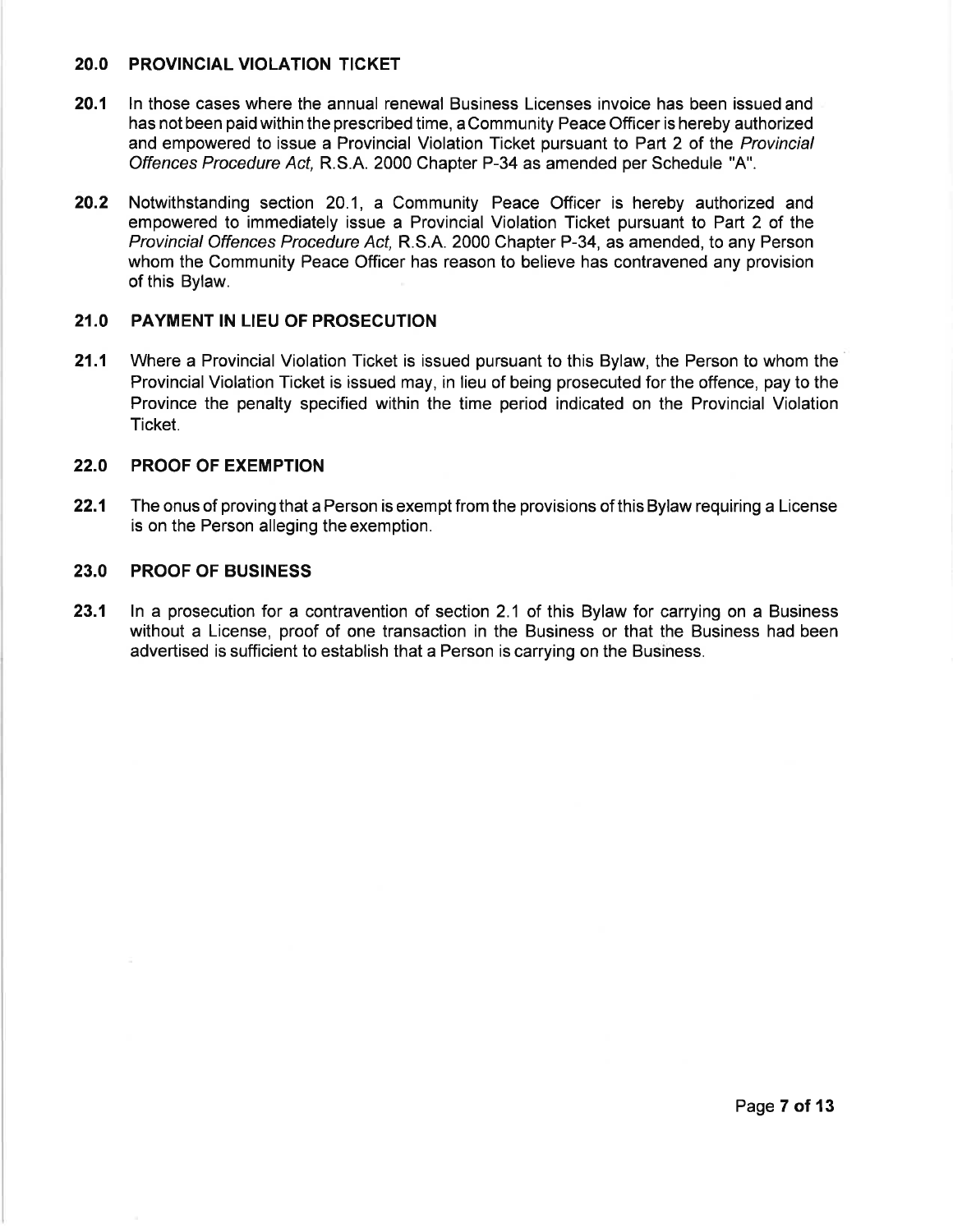## 20.0 PROVINCIAL VIOLATION TICKET

**20.1** In those cases where the annual renewal Business Licenses invoice has been issued and has not been paid within the prescribed time, a Community Peace Officer is hereby authorized and empowered to issue a Provincial Violation Ticket pursuant to Part 2 of the *Provincial Offences Procedure Act,* R.S.A. 2000 Chapter P-34 as amended per Schedule "A".

**20.2** Notwithstanding section 20.1, a Community Peace Officer is hereby authorized and empowered to immediately issue a Provincial Violation Ticket pursuant to Part 2 of the *Provincial Offences Procedure Act,* R.S.A. 2000 Chapter P-34, as amended, to any Person whom the Community Peace Officer has reason to believe has contravened any provision of this Bylaw.

## 21.0 PAYMENT IN LIEU OF PROSECUTION

**21.1** Where a Provincial Violation Ticket is issued pursuant to this Bylaw, the Person to whom the Provincial Violation Ticket is issued may, in lieu of being prosecuted for the offence, pay to the Province the penalty specified within the time period indicated on the Provincial Violation Ticket.

## 22.0 PROOF OF EXEMPTION

**22.1** The onus of proving that a Person is exempt from the provisions of this Bylaw requiring a License is on the Person alleging the exemption.

## 23.0 PROOF OF BUSINESS

**23.1** In a prosecution for a contravention of section 2.1 of this Bylaw for carrying on a Business without a License, proof of one transaction in the Business or that the Business had been advertised is sufficient to establish that a Person is carrying on the Business.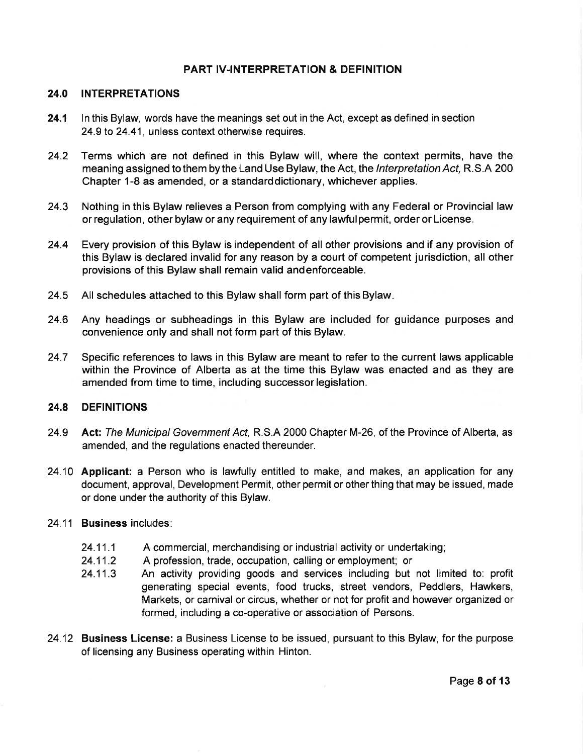## PART IV-INTERPRETATION & DEFINITION

### 24.0 INTERPRETATIONS

**24.1** In this Bylaw, words have the meanings set out in the Act, except as defined in section 24.9 to 24.41, unless context otherwise requires.

24.2 Terms which are not defined in this Bylaw will, where the context permits, have the meaning assigned to them by the Land Use Bylaw, the Act, the *Interpretation Act,* R.S.A 200 Chapter 1-8 as amended, or a standard dictionary, whichever applies.

24.3 Nothing in this Bylaw relieves a Person from complying with any Federal or Provincial law or regulation, other bylaw or any requirement of any lawful permit, order or License.

24.4 Every provision of this Bylaw is independent of all other provisions and if any provision of this Bylaw is declared invalid for any reason by a court of competent jurisdiction, all other provisions of this Bylaw shall remain valid and enforceable.

24.5 All schedules attached to this Bylaw shall form part of this Bylaw.

24.6 Any headings or subheadings in this Bylaw are included for guidance purposes and convenience only and shall not form part of this Bylaw.

24.7 Specific references to laws in this Bylaw are meant to refer to the current laws applicable within the Province of Alberta as at the time this Bylaw was enacted and as they are amended from time to time, including successor legislation.

### 24.8 DEFINITIONS

24.9 **Act:** *The Municipal Government Act,* R.S.A 2000 Chapter M-26, of the Province of Alberta, as amended, and the regulations enacted thereunder.

24.10 **Applicant:** a Person who is lawfully entitled to make, and makes, an application for any document, approval, Development Permit, other permit or other thing that may be issued, made or done under the authority of this Bylaw.

24.11 **Business** includes:

- 24.11.1 A commercial, merchandising or industrial activity or undertaking;
- 24.11.2 A profession, trade, occupation, calling or employment; or
- 24.11.3 An activity providing goods and services including but not limited to: profit generating special events, food trucks, street vendors, Peddlers, Hawkers, Markets, or carnival or circus, whether or not for profit and however organized or formed, including a co-operative or association of Persons.

24.12 **Business License:** a Business License to be issued, pursuant to this Bylaw, for the purpose of licensing any Business operating within Hinton.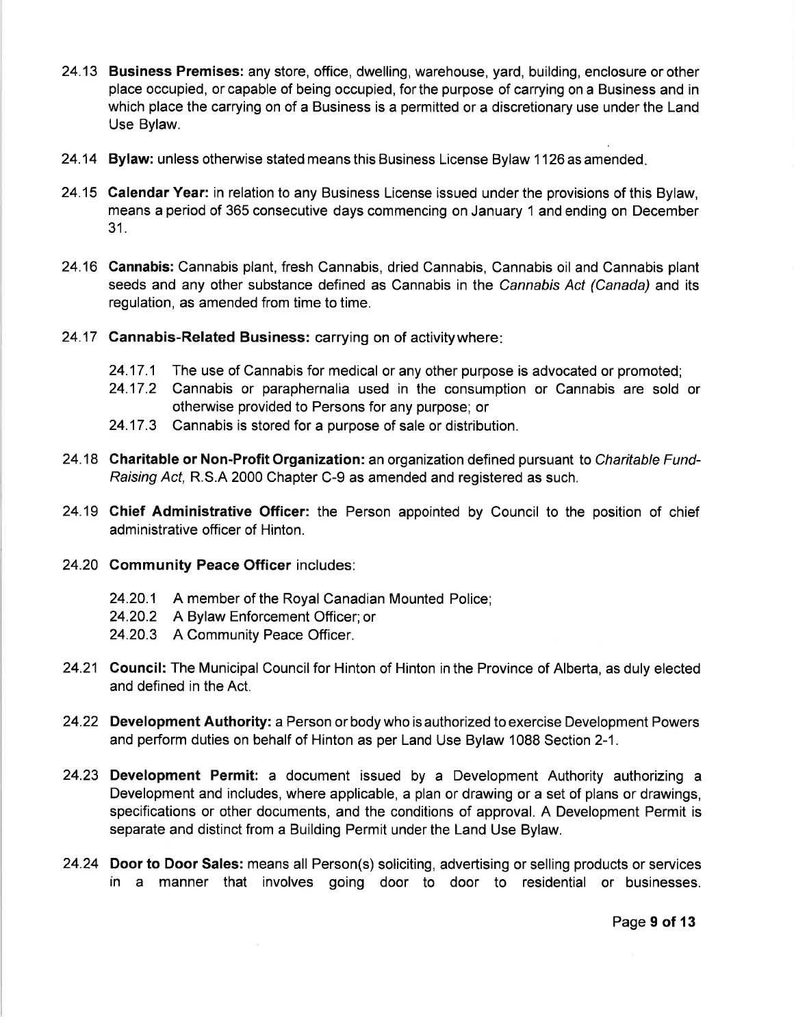24.13 **Business Premises:** any store, office, dwelling, warehouse, yard, building, enclosure or other place occupied, or capable of being occupied, for the purpose of carrying on a Business and in which place the carrying on of a Business is a permitted or a discretionary use under the Land Use Bylaw.

24.14 **Bylaw:** unless otherwise stated means this Business License Bylaw 1126 as amended.

24.15 **Calendar Year:** in relation to any Business License issued under the provisions of this Bylaw, means a period of 365 consecutive days commencing on January 1 and ending on December 31.

24.16 **Cannabis:** Cannabis plant, fresh Cannabis, dried Cannabis, Cannabis oil and Cannabis plant seeds and any other substance defined as Cannabis in the *Cannabis Act (Canada)* and its regulation, as amended from time to time.

24.17 **Cannabis-Related Business:** carrying on of activity where:

- 24.17.1 The use of Cannabis for medical or any other purpose is advocated or promoted;
- 24.17.2 Cannabis or paraphernalia used in the consumption or Cannabis are sold or otherwise provided to Persons for any purpose; or
- 24.17.3 Cannabis is stored for a purpose of sale or distribution.

24.18 **Charitable or Non-Profit Organization:** an organization defined pursuant to *Charitable Fund-Raising Act,* R.S.A 2000 Chapter C-9 as amended and registered as such.

24.19 **Chief Administrative Officer:** the Person appointed by Council to the position of chief administrative officer of Hinton.

24.20 **Community Peace Officer** includes:

- 24.20.1 A member of the Royal Canadian Mounted Police;
- 24.20.2 A Bylaw Enforcement Officer; or
- 24.20.3 A Community Peace Officer.

24.21 **Council:** The Municipal Council for Hinton of Hinton in the Province of Alberta, as duly elected and defined in the Act.

24.22 **Development Authority:** a Person or body who is authorized to exercise Development Powers and perform duties on behalf of Hinton as per Land Use Bylaw 1088 Section 2-1.

24.23 **Development Permit:** a document issued by a Development Authority authorizing a Development and includes, where applicable, a plan or drawing or a set of plans or drawings, specifications or other documents, and the conditions of approval. A Development Permit is separate and distinct from a Building Permit under the Land Use Bylaw.

24.24 **Door to Door Sales:** means all Person(s) soliciting, advertising or selling products or services in a manner that involves going door to door to residential or businesses.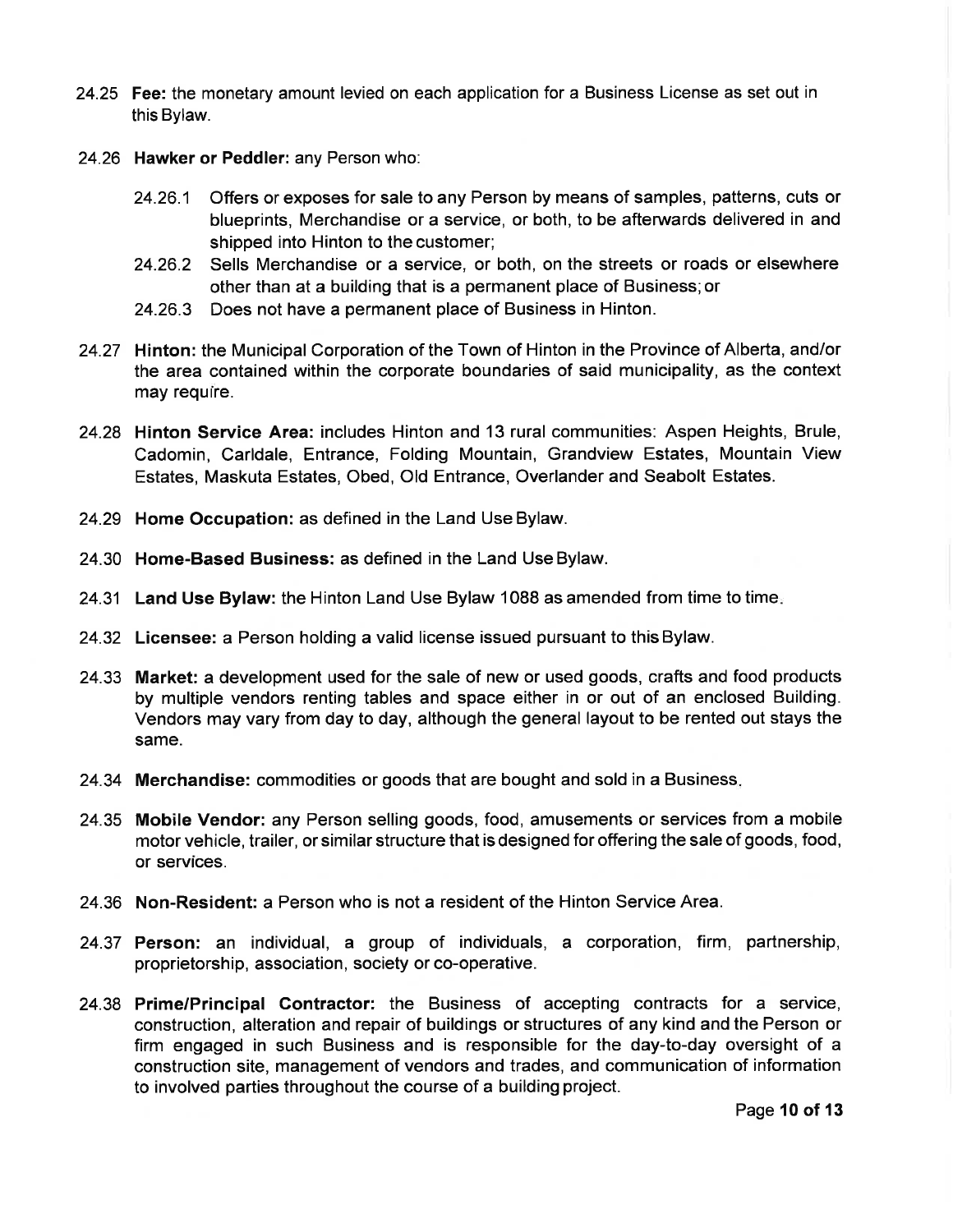24.25 **Fee:** the monetary amount levied on each application for a Business License as set out in this Bylaw.

24.26 **Hawker or Peddler:** any Person who:

24.26.1 Offers or exposes for sale to any Person by means of samples, patterns, cuts or blueprints, Merchandise or a service, or both, to be afterwards delivered in and shipped into Hinton to the customer;

24.26.2 Sells Merchandise or a service, or both, on the streets or roads or elsewhere other than at a building that is a permanent place of Business; or

24.26.3 Does not have a permanent place of Business in Hinton.

24.27 **Hinton:** the Municipal Corporation of the Town of Hinton in the Province of Alberta, and/or the area contained within the corporate boundaries of said municipality, as the context may require.

24.28 **Hinton Service Area:** includes Hinton and 13 rural communities: Aspen Heights, Brule, Cadomin, Carldale, Entrance, Folding Mountain, Grandview Estates, Mountain View Estates, Maskuta Estates, Obed, Old Entrance, Overlander and Seabolt Estates.

24.29 **Home Occupation:** as defined in the Land Use Bylaw.

24.30 **Home-Based Business:** as defined in the Land Use Bylaw.

24.31 **Land Use Bylaw:** the Hinton Land Use Bylaw 1088 as amended from time to time.

24.32 **Licensee:** a Person holding a valid license issued pursuant to this Bylaw.

24.33 **Market:** a development used for the sale of new or used goods, crafts and food products by multiple vendors renting tables and space either in or out of an enclosed Building. Vendors may vary from day to day, although the general layout to be rented out stays the same.

24.34 **Merchandise:** commodities or goods that are bought and sold in a Business.

24.35 **Mobile Vendor:** any Person selling goods, food, amusements or services from a mobile motor vehicle, trailer, or similar structure that is designed for offering the sale of goods, food, or services.

24.36 **Non-Resident:** a Person who is not a resident of the Hinton Service Area.

24.37 **Person:** an individual, a group of individuals, a corporation, firm, partnership, proprietorship, association, society or co-operative.

24.38 **Prime/Principal Contractor:** the Business of accepting contracts for a service, construction, alteration and repair of buildings or structures of any kind and the Person or firm engaged in such Business and is responsible for the day-to-day oversight of a construction site, management of vendors and trades, and communication of information to involved parties throughout the course of a building project.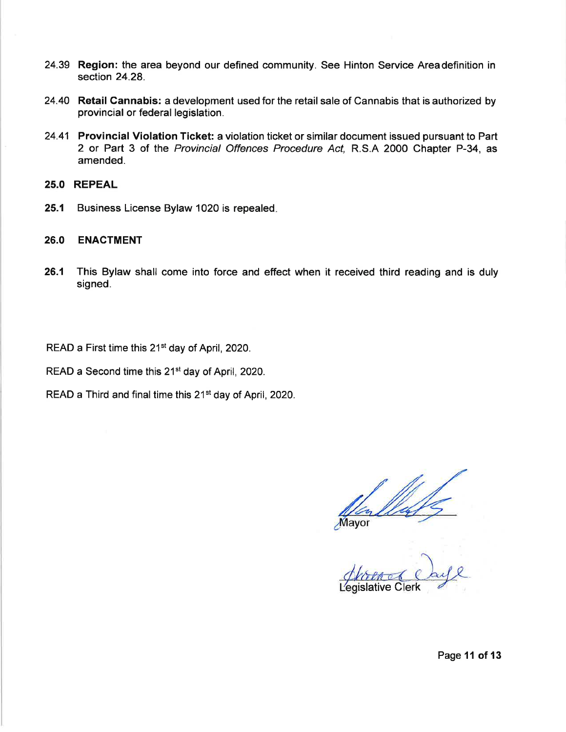24.39 **Region:** the area beyond our defined community. See Hinton Service Area definition in section 24.28.

24.40 **Retail Cannabis:** a development used for the retail sale of Cannabis that is authorized by provincial or federal legislation.

24.41 **Provincial Violation Ticket:** a violation ticket or similar document issued pursuant to Part 2 or Part 3 of the *Provincial Offences Procedure Act,* R.S.A 2000 Chapter P-34, as amended.

## 25.0 REPEAL

**25.1** Business License Bylaw 1020 is repealed.

## 26.0 ENACTMENT

**26.1** This Bylaw shall come into force and effect when it received third reading and is duly signed.

READ a First time this 21st day of April, 2020.

READ a Second time this 21st day of April, 2020.

READ a Third and final time this 21st day of April, 2020.

Mayor

Legislative Clerk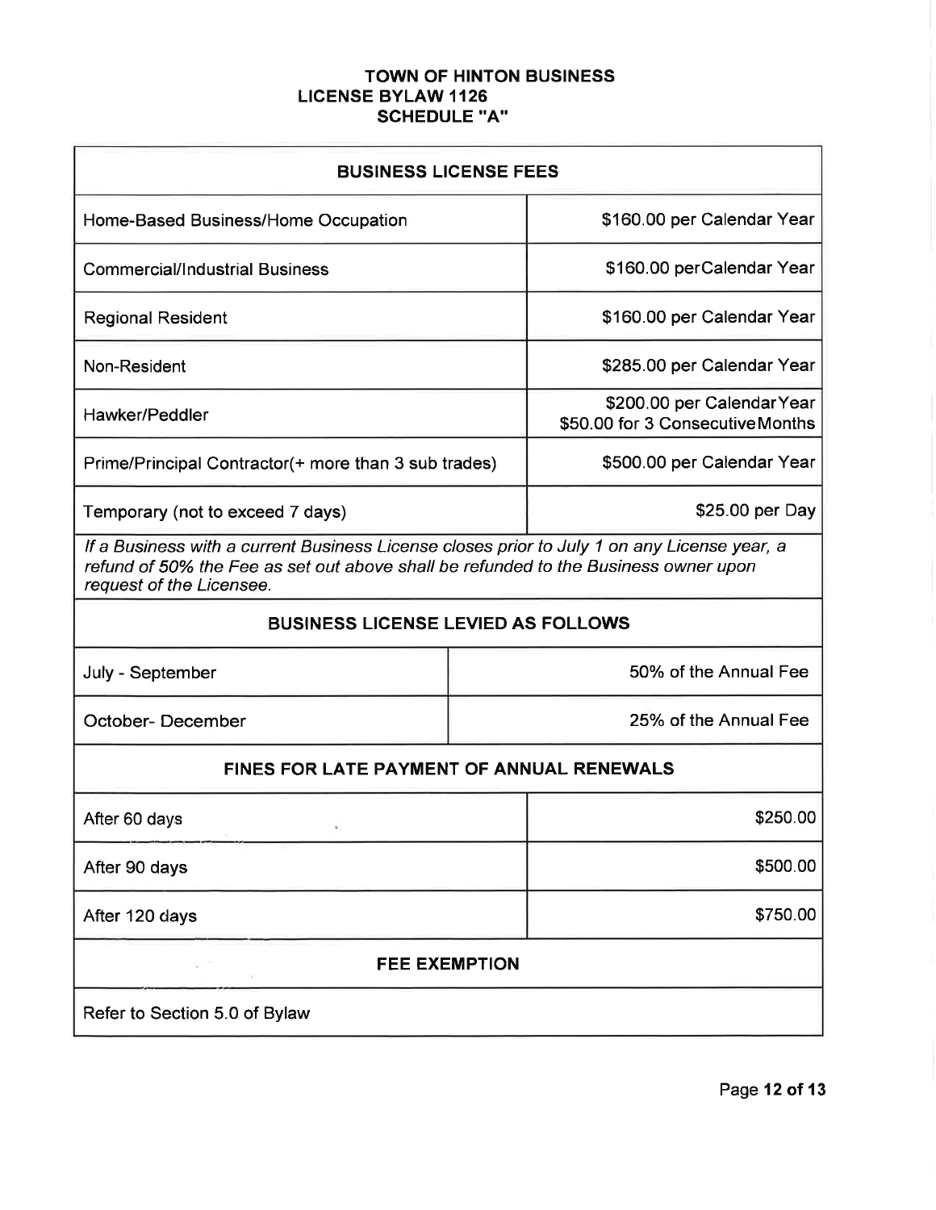# TOWN OF HINTON BUSINESS LICENSE BYLAW 1126 SCHEDULE "A"

| BUSINESS LICENSE FEES | |
|---|---|
| Home-Based Business/Home Occupation | $160.00 per Calendar Year |
| Commercial/Industrial Business | $160.00 perCalendar Year |
| Regional Resident | $160.00 per Calendar Year |
| Non-Resident | $285.00 per Calendar Year |
| Hawker/Peddler | $200.00 per Calendar Year<br>$50.00 for 3 Consecutive Months |
| Prime/Principal Contractor(+ more than 3 sub trades) | $500.00 per Calendar Year |
| Temporary (not to exceed 7 days) | $25.00 per Day |

*If a Business with a current Business License closes prior to July 1 on any License year, a refund of 50% the Fee as set out above shall be refunded to the Business owner upon request of the Licensee.*

| BUSINESS LICENSE LEVIED AS FOLLOWS | |
|---|---|
| July - September | 50% of the Annual Fee |
| October- December | 25% of the Annual Fee |

| FINES FOR LATE PAYMENT OF ANNUAL RENEWALS | |
|---|---|
| After 60 days | $250.00 |
| After 90 days | $500.00 |
| After 120 days | $750.00 |

| FEE EXEMPTION |
|---|
| Refer to Section 5.0 of Bylaw |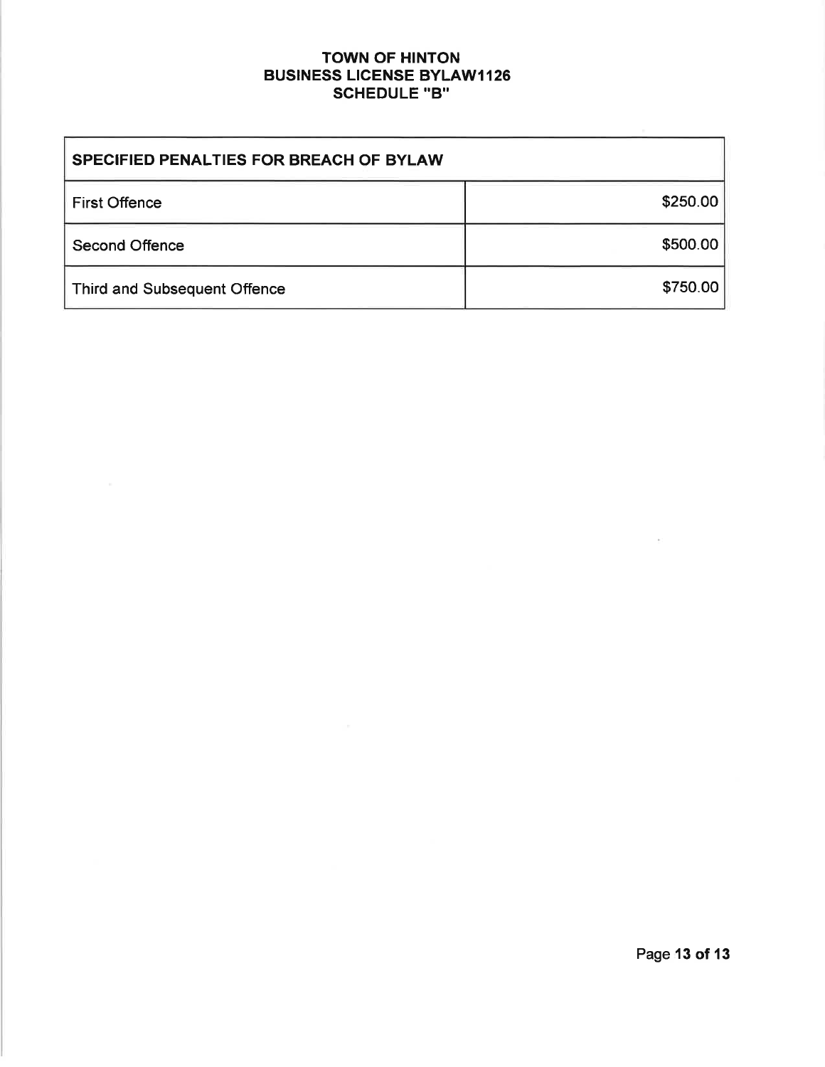# TOWN OF HINTON
## BUSINESS LICENSE BYLAW1126
## SCHEDULE "B"

| SPECIFIED PENALTIES FOR BREACH OF BYLAW | |
|---|---|
| First Offence | $250.00 |
| Second Offence | $500.00 |
| Third and Subsequent Offence | $750.00 |